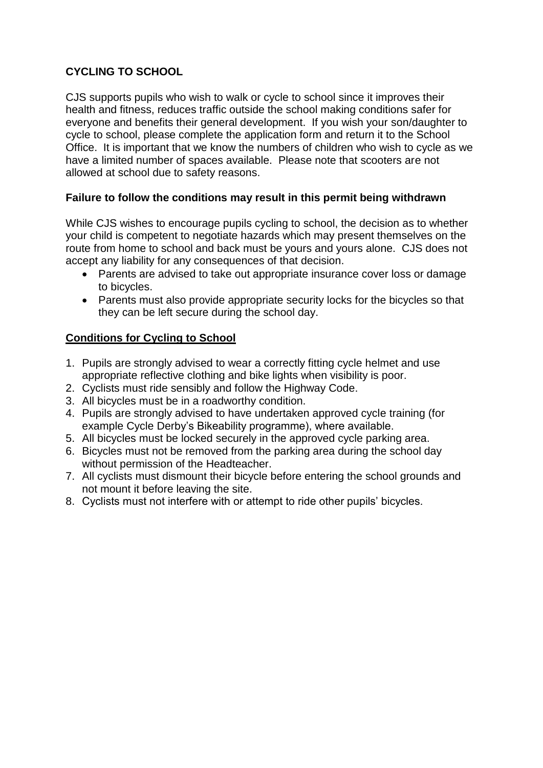## CYCLING TO SCHOOL

CJS supports pupils who wish to walk or cycle to school since it improves their health and fitness, reduces traffic outside the school making conditions safer for everyone and benefits their general development. If you wish your son/daughter to cycle to school, please complete the application form and return it to the School Office. It is important that we know the numbers of children who wish to cycle as we have a limited number of spaces available. Please note that scooters are not allowed at school due to safety reasons.

**Failure to follow the conditions may result in this permit being withdrawn**

While CJS wishes to encourage pupils cycling to school, the decision as to whether your child is competent to negotiate hazards which may present themselves on the route from home to school and back must be yours and yours alone. CJS does not accept any liability for any consequences of that decision.

- Parents are advised to take out appropriate insurance cover loss or damage to bicycles.
- Parents must also provide appropriate security locks for the bicycles so that they can be left secure during the school day.

### Conditions for Cycling to School

1. Pupils are strongly advised to wear a correctly fitting cycle helmet and use appropriate reflective clothing and bike lights when visibility is poor.
2. Cyclists must ride sensibly and follow the Highway Code.
3. All bicycles must be in a roadworthy condition.
4. Pupils are strongly advised to have undertaken approved cycle training (for example Cycle Derby's Bikeability programme), where available.
5. All bicycles must be locked securely in the approved cycle parking area.
6. Bicycles must not be removed from the parking area during the school day without permission of the Headteacher.
7. All cyclists must dismount their bicycle before entering the school grounds and not mount it before leaving the site.
8. Cyclists must not interfere with or attempt to ride other pupils' bicycles.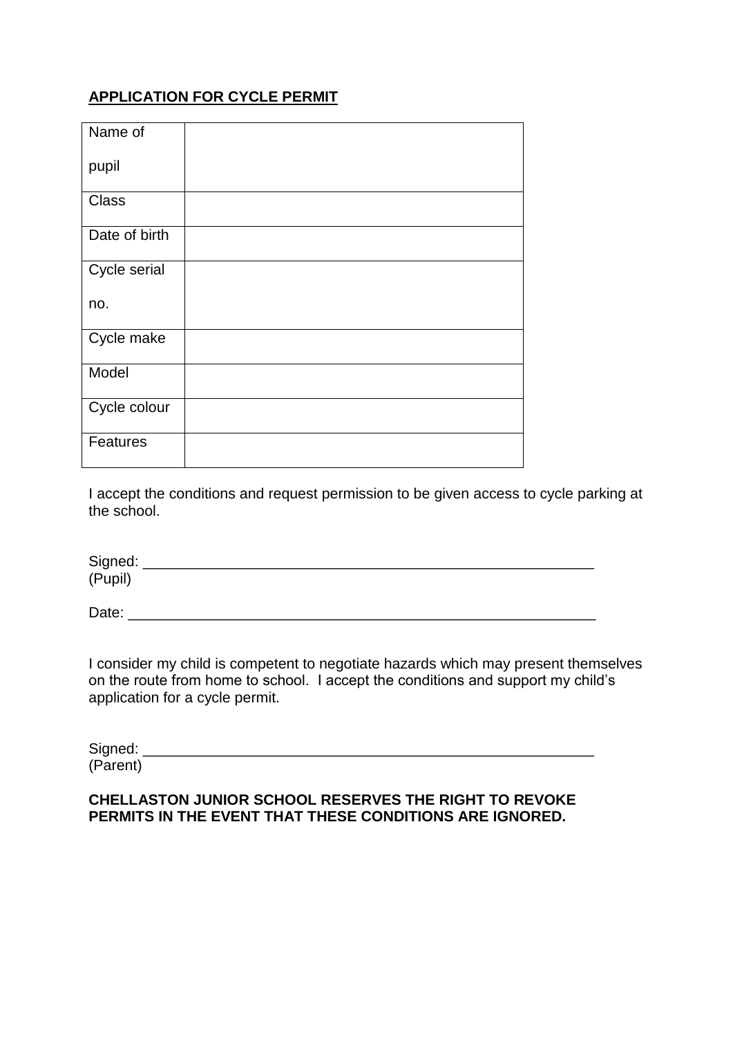**APPLICATION FOR CYCLE PERMIT**

| | |
|---|---|
| Name of pupil | |
| Class | |
| Date of birth | |
| Cycle serial no. | |
| Cycle make | |
| Model | |
| Cycle colour | |
| Features | |

I accept the conditions and request permission to be given access to cycle parking at the school.

Signed: ___________________________________________________________
(Pupil)

Date: _____________________________________________________________

I consider my child is competent to negotiate hazards which may present themselves on the route from home to school. I accept the conditions and support my child's application for a cycle permit.

Signed: ___________________________________________________________
(Parent)

**CHELLASTON JUNIOR SCHOOL RESERVES THE RIGHT TO REVOKE PERMITS IN THE EVENT THAT THESE CONDITIONS ARE IGNORED.**